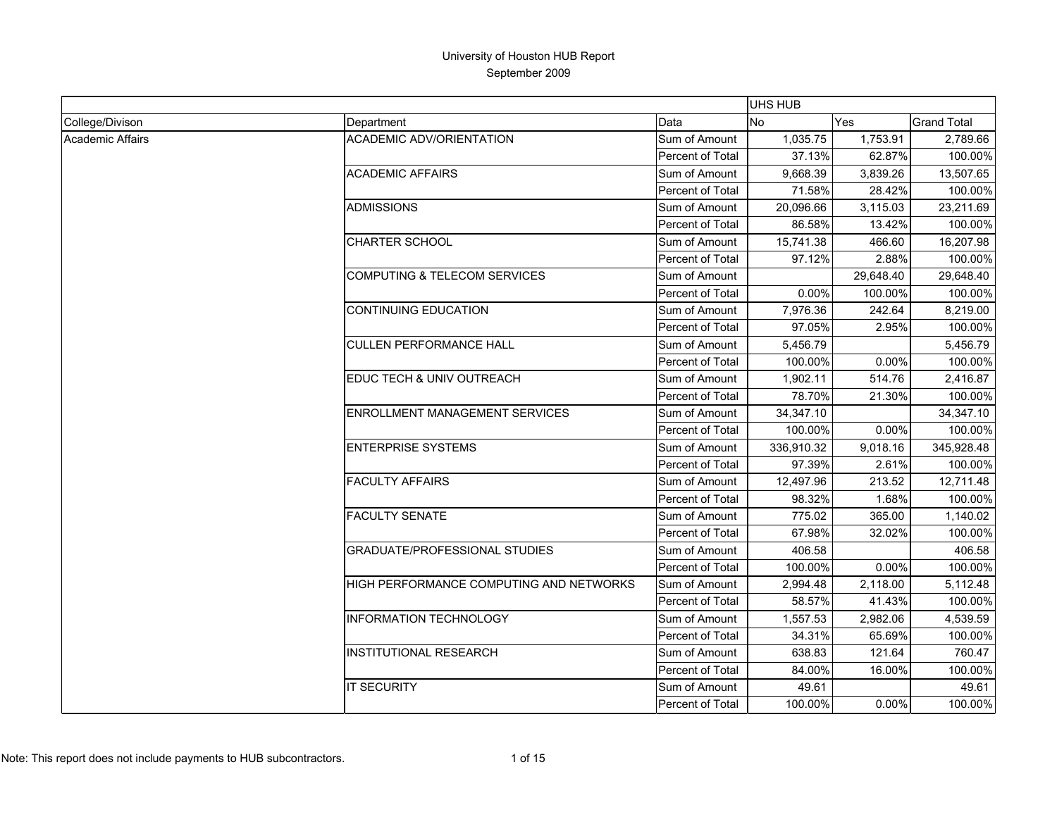University of Houston HUB Report

September 2009

| College/Divison | Department | Data | UHS HUB No | Yes | Grand Total |
|---|---|---|---|---|---|
| Academic Affairs | ACADEMIC ADV/ORIENTATION | Sum of Amount | 1,035.75 | 1,753.91 | 2,789.66 |
| | | Percent of Total | 37.13% | 62.87% | 100.00% |
| | ACADEMIC AFFAIRS | Sum of Amount | 9,668.39 | 3,839.26 | 13,507.65 |
| | | Percent of Total | 71.58% | 28.42% | 100.00% |
| | ADMISSIONS | Sum of Amount | 20,096.66 | 3,115.03 | 23,211.69 |
| | | Percent of Total | 86.58% | 13.42% | 100.00% |
| | CHARTER SCHOOL | Sum of Amount | 15,741.38 | 466.60 | 16,207.98 |
| | | Percent of Total | 97.12% | 2.88% | 100.00% |
| | COMPUTING & TELECOM SERVICES | Sum of Amount | | 29,648.40 | 29,648.40 |
| | | Percent of Total | 0.00% | 100.00% | 100.00% |
| | CONTINUING EDUCATION | Sum of Amount | 7,976.36 | 242.64 | 8,219.00 |
| | | Percent of Total | 97.05% | 2.95% | 100.00% |
| | CULLEN PERFORMANCE HALL | Sum of Amount | 5,456.79 | | 5,456.79 |
| | | Percent of Total | 100.00% | 0.00% | 100.00% |
| | EDUC TECH & UNIV OUTREACH | Sum of Amount | 1,902.11 | 514.76 | 2,416.87 |
| | | Percent of Total | 78.70% | 21.30% | 100.00% |
| | ENROLLMENT MANAGEMENT SERVICES | Sum of Amount | 34,347.10 | | 34,347.10 |
| | | Percent of Total | 100.00% | 0.00% | 100.00% |
| | ENTERPRISE SYSTEMS | Sum of Amount | 336,910.32 | 9,018.16 | 345,928.48 |
| | | Percent of Total | 97.39% | 2.61% | 100.00% |
| | FACULTY AFFAIRS | Sum of Amount | 12,497.96 | 213.52 | 12,711.48 |
| | | Percent of Total | 98.32% | 1.68% | 100.00% |
| | FACULTY SENATE | Sum of Amount | 775.02 | 365.00 | 1,140.02 |
| | | Percent of Total | 67.98% | 32.02% | 100.00% |
| | GRADUATE/PROFESSIONAL STUDIES | Sum of Amount | 406.58 | | 406.58 |
| | | Percent of Total | 100.00% | 0.00% | 100.00% |
| | HIGH PERFORMANCE COMPUTING AND NETWORKS | Sum of Amount | 2,994.48 | 2,118.00 | 5,112.48 |
| | | Percent of Total | 58.57% | 41.43% | 100.00% |
| | INFORMATION TECHNOLOGY | Sum of Amount | 1,557.53 | 2,982.06 | 4,539.59 |
| | | Percent of Total | 34.31% | 65.69% | 100.00% |
| | INSTITUTIONAL RESEARCH | Sum of Amount | 638.83 | 121.64 | 760.47 |
| | | Percent of Total | 84.00% | 16.00% | 100.00% |
| | IT SECURITY | Sum of Amount | 49.61 | | 49.61 |
| | | Percent of Total | 100.00% | 0.00% | 100.00% |

Note: This report does not include payments to HUB subcontractors.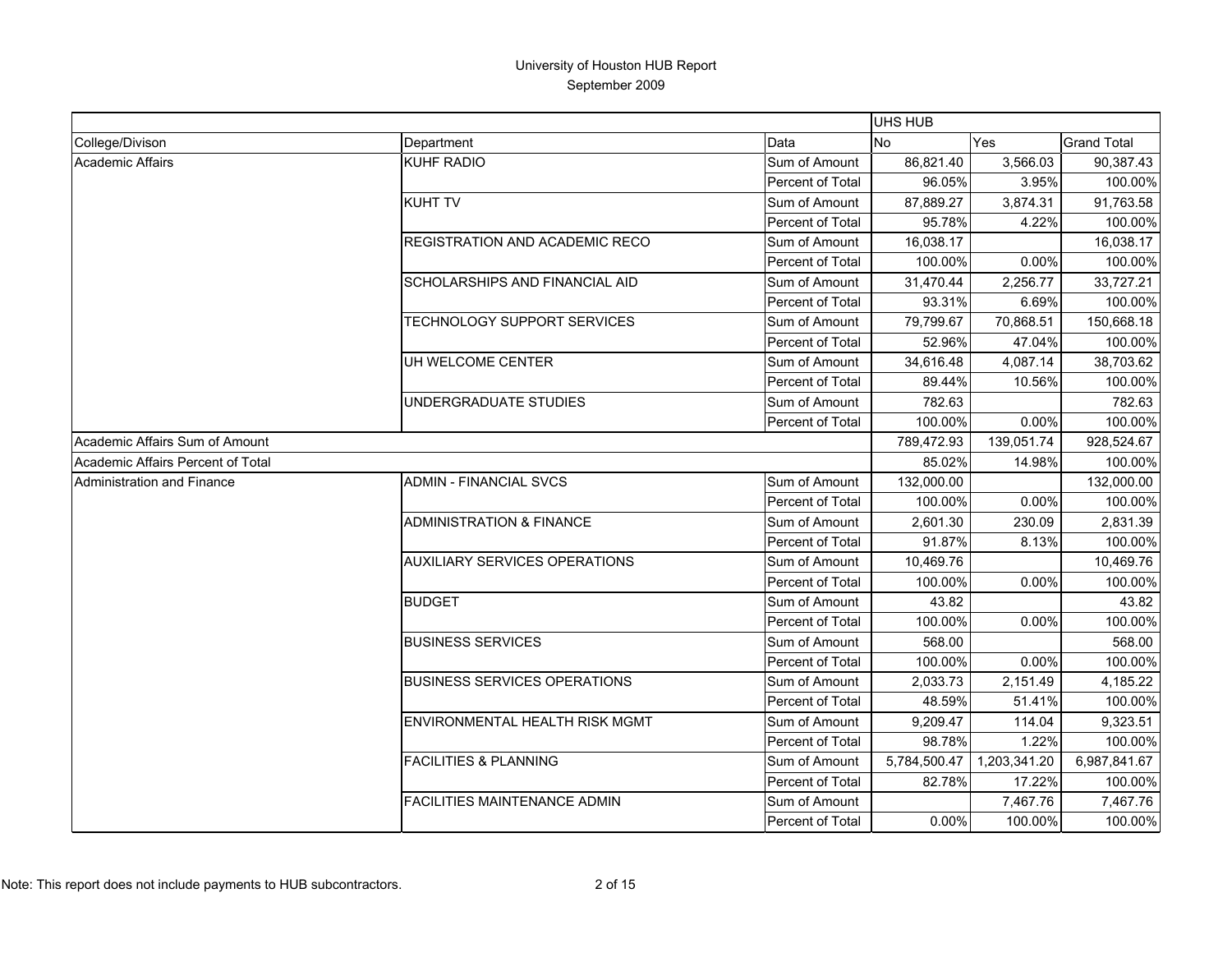# University of Houston HUB Report

September 2009

| | | | UHS HUB | | |
|---|---|---|---|---|---|
| College/Divison | Department | Data | No | Yes | Grand Total |
| Academic Affairs | KUHF RADIO | Sum of Amount | 86,821.40 | 3,566.03 | 90,387.43 |
| | | Percent of Total | 96.05% | 3.95% | 100.00% |
| | KUHT TV | Sum of Amount | 87,889.27 | 3,874.31 | 91,763.58 |
| | | Percent of Total | 95.78% | 4.22% | 100.00% |
| | REGISTRATION AND ACADEMIC RECO | Sum of Amount | 16,038.17 | | 16,038.17 |
| | | Percent of Total | 100.00% | 0.00% | 100.00% |
| | SCHOLARSHIPS AND FINANCIAL AID | Sum of Amount | 31,470.44 | 2,256.77 | 33,727.21 |
| | | Percent of Total | 93.31% | 6.69% | 100.00% |
| | TECHNOLOGY SUPPORT SERVICES | Sum of Amount | 79,799.67 | 70,868.51 | 150,668.18 |
| | | Percent of Total | 52.96% | 47.04% | 100.00% |
| | UH WELCOME CENTER | Sum of Amount | 34,616.48 | 4,087.14 | 38,703.62 |
| | | Percent of Total | 89.44% | 10.56% | 100.00% |
| | UNDERGRADUATE STUDIES | Sum of Amount | 782.63 | | 782.63 |
| | | Percent of Total | 100.00% | 0.00% | 100.00% |
| Academic Affairs Sum of Amount | | | 789,472.93 | 139,051.74 | 928,524.67 |
| Academic Affairs Percent of Total | | | 85.02% | 14.98% | 100.00% |
| Administration and Finance | ADMIN - FINANCIAL SVCS | Sum of Amount | 132,000.00 | | 132,000.00 |
| | | Percent of Total | 100.00% | 0.00% | 100.00% |
| | ADMINISTRATION & FINANCE | Sum of Amount | 2,601.30 | 230.09 | 2,831.39 |
| | | Percent of Total | 91.87% | 8.13% | 100.00% |
| | AUXILIARY SERVICES OPERATIONS | Sum of Amount | 10,469.76 | | 10,469.76 |
| | | Percent of Total | 100.00% | 0.00% | 100.00% |
| | BUDGET | Sum of Amount | 43.82 | | 43.82 |
| | | Percent of Total | 100.00% | 0.00% | 100.00% |
| | BUSINESS SERVICES | Sum of Amount | 568.00 | | 568.00 |
| | | Percent of Total | 100.00% | 0.00% | 100.00% |
| | BUSINESS SERVICES OPERATIONS | Sum of Amount | 2,033.73 | 2,151.49 | 4,185.22 |
| | | Percent of Total | 48.59% | 51.41% | 100.00% |
| | ENVIRONMENTAL HEALTH RISK MGMT | Sum of Amount | 9,209.47 | 114.04 | 9,323.51 |
| | | Percent of Total | 98.78% | 1.22% | 100.00% |
| | FACILITIES & PLANNING | Sum of Amount | 5,784,500.47 | 1,203,341.20 | 6,987,841.67 |
| | | Percent of Total | 82.78% | 17.22% | 100.00% |
| | FACILITIES MAINTENANCE ADMIN | Sum of Amount | | 7,467.76 | 7,467.76 |
| | | Percent of Total | 0.00% | 100.00% | 100.00% |

Note: This report does not include payments to HUB subcontractors.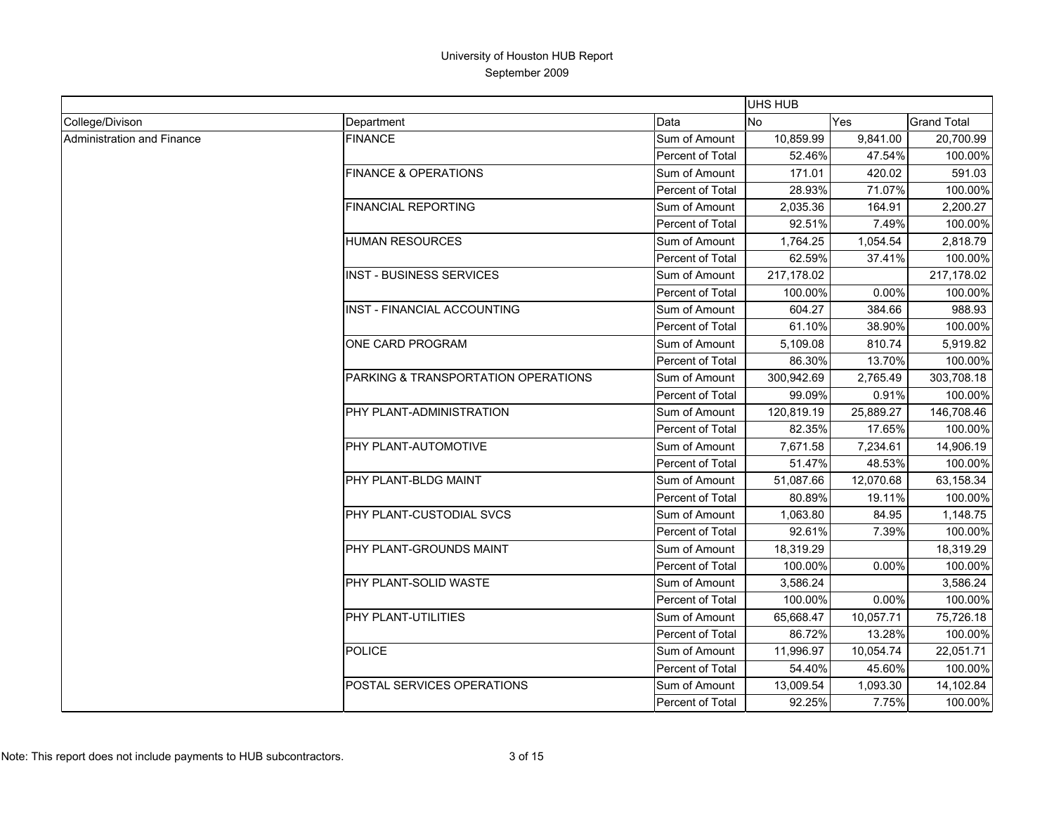# University of Houston HUB Report

September 2009

| | | | UHS HUB | | |
|---|---|---|---|---|---|
| College/Divison | Department | Data | No | Yes | Grand Total |
| Administration and Finance | FINANCE | Sum of Amount | 10,859.99 | 9,841.00 | 20,700.99 |
| | | Percent of Total | 52.46% | 47.54% | 100.00% |
| | FINANCE & OPERATIONS | Sum of Amount | 171.01 | 420.02 | 591.03 |
| | | Percent of Total | 28.93% | 71.07% | 100.00% |
| | FINANCIAL REPORTING | Sum of Amount | 2,035.36 | 164.91 | 2,200.27 |
| | | Percent of Total | 92.51% | 7.49% | 100.00% |
| | HUMAN RESOURCES | Sum of Amount | 1,764.25 | 1,054.54 | 2,818.79 |
| | | Percent of Total | 62.59% | 37.41% | 100.00% |
| | INST - BUSINESS SERVICES | Sum of Amount | 217,178.02 | | 217,178.02 |
| | | Percent of Total | 100.00% | 0.00% | 100.00% |
| | INST - FINANCIAL ACCOUNTING | Sum of Amount | 604.27 | 384.66 | 988.93 |
| | | Percent of Total | 61.10% | 38.90% | 100.00% |
| | ONE CARD PROGRAM | Sum of Amount | 5,109.08 | 810.74 | 5,919.82 |
| | | Percent of Total | 86.30% | 13.70% | 100.00% |
| | PARKING & TRANSPORTATION OPERATIONS | Sum of Amount | 300,942.69 | 2,765.49 | 303,708.18 |
| | | Percent of Total | 99.09% | 0.91% | 100.00% |
| | PHY PLANT-ADMINISTRATION | Sum of Amount | 120,819.19 | 25,889.27 | 146,708.46 |
| | | Percent of Total | 82.35% | 17.65% | 100.00% |
| | PHY PLANT-AUTOMOTIVE | Sum of Amount | 7,671.58 | 7,234.61 | 14,906.19 |
| | | Percent of Total | 51.47% | 48.53% | 100.00% |
| | PHY PLANT-BLDG MAINT | Sum of Amount | 51,087.66 | 12,070.68 | 63,158.34 |
| | | Percent of Total | 80.89% | 19.11% | 100.00% |
| | PHY PLANT-CUSTODIAL SVCS | Sum of Amount | 1,063.80 | 84.95 | 1,148.75 |
| | | Percent of Total | 92.61% | 7.39% | 100.00% |
| | PHY PLANT-GROUNDS MAINT | Sum of Amount | 18,319.29 | | 18,319.29 |
| | | Percent of Total | 100.00% | 0.00% | 100.00% |
| | PHY PLANT-SOLID WASTE | Sum of Amount | 3,586.24 | | 3,586.24 |
| | | Percent of Total | 100.00% | 0.00% | 100.00% |
| | PHY PLANT-UTILITIES | Sum of Amount | 65,668.47 | 10,057.71 | 75,726.18 |
| | | Percent of Total | 86.72% | 13.28% | 100.00% |
| | POLICE | Sum of Amount | 11,996.97 | 10,054.74 | 22,051.71 |
| | | Percent of Total | 54.40% | 45.60% | 100.00% |
| | POSTAL SERVICES OPERATIONS | Sum of Amount | 13,009.54 | 1,093.30 | 14,102.84 |
| | | Percent of Total | 92.25% | 7.75% | 100.00% |

Note: This report does not include payments to HUB subcontractors.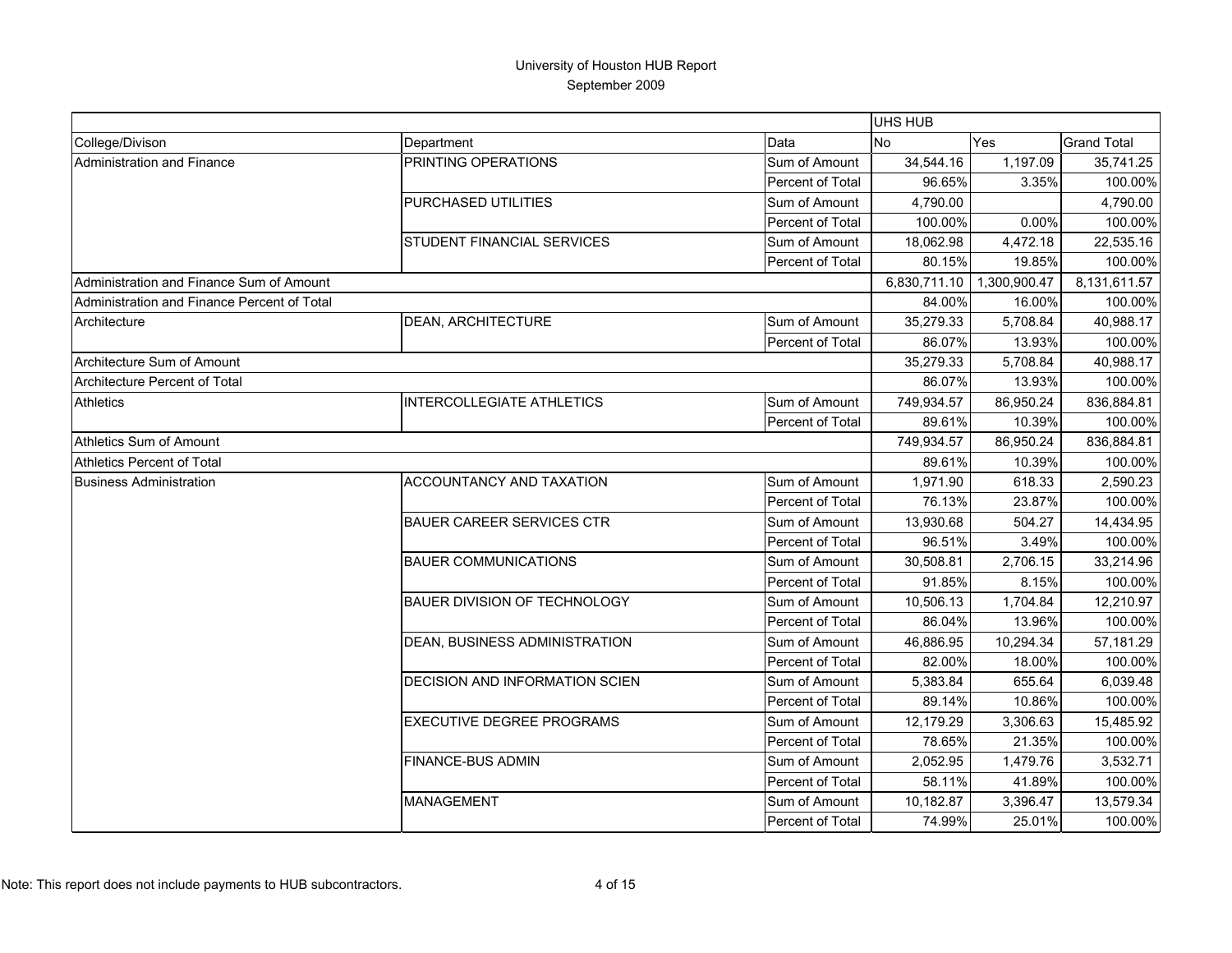# University of Houston HUB Report

September 2009

| | | | UHS HUB | | |
|---|---|---|---|---|---|
| College/Divison | Department | Data | No | Yes | Grand Total |
| Administration and Finance | PRINTING OPERATIONS | Sum of Amount | 34,544.16 | 1,197.09 | 35,741.25 |
| | | Percent of Total | 96.65% | 3.35% | 100.00% |
| | PURCHASED UTILITIES | Sum of Amount | 4,790.00 | | 4,790.00 |
| | | Percent of Total | 100.00% | 0.00% | 100.00% |
| | STUDENT FINANCIAL SERVICES | Sum of Amount | 18,062.98 | 4,472.18 | 22,535.16 |
| | | Percent of Total | 80.15% | 19.85% | 100.00% |
| Administration and Finance Sum of Amount | | | 6,830,711.10 | 1,300,900.47 | 8,131,611.57 |
| Administration and Finance Percent of Total | | | 84.00% | 16.00% | 100.00% |
| Architecture | DEAN, ARCHITECTURE | Sum of Amount | 35,279.33 | 5,708.84 | 40,988.17 |
| | | Percent of Total | 86.07% | 13.93% | 100.00% |
| Architecture Sum of Amount | | | 35,279.33 | 5,708.84 | 40,988.17 |
| Architecture Percent of Total | | | 86.07% | 13.93% | 100.00% |
| Athletics | INTERCOLLEGIATE ATHLETICS | Sum of Amount | 749,934.57 | 86,950.24 | 836,884.81 |
| | | Percent of Total | 89.61% | 10.39% | 100.00% |
| Athletics Sum of Amount | | | 749,934.57 | 86,950.24 | 836,884.81 |
| Athletics Percent of Total | | | 89.61% | 10.39% | 100.00% |
| Business Administration | ACCOUNTANCY AND TAXATION | Sum of Amount | 1,971.90 | 618.33 | 2,590.23 |
| | | Percent of Total | 76.13% | 23.87% | 100.00% |
| | BAUER CAREER SERVICES CTR | Sum of Amount | 13,930.68 | 504.27 | 14,434.95 |
| | | Percent of Total | 96.51% | 3.49% | 100.00% |
| | BAUER COMMUNICATIONS | Sum of Amount | 30,508.81 | 2,706.15 | 33,214.96 |
| | | Percent of Total | 91.85% | 8.15% | 100.00% |
| | BAUER DIVISION OF TECHNOLOGY | Sum of Amount | 10,506.13 | 1,704.84 | 12,210.97 |
| | | Percent of Total | 86.04% | 13.96% | 100.00% |
| | DEAN, BUSINESS ADMINISTRATION | Sum of Amount | 46,886.95 | 10,294.34 | 57,181.29 |
| | | Percent of Total | 82.00% | 18.00% | 100.00% |
| | DECISION AND INFORMATION SCIEN | Sum of Amount | 5,383.84 | 655.64 | 6,039.48 |
| | | Percent of Total | 89.14% | 10.86% | 100.00% |
| | EXECUTIVE DEGREE PROGRAMS | Sum of Amount | 12,179.29 | 3,306.63 | 15,485.92 |
| | | Percent of Total | 78.65% | 21.35% | 100.00% |
| | FINANCE-BUS ADMIN | Sum of Amount | 2,052.95 | 1,479.76 | 3,532.71 |
| | | Percent of Total | 58.11% | 41.89% | 100.00% |
| | MANAGEMENT | Sum of Amount | 10,182.87 | 3,396.47 | 13,579.34 |
| | | Percent of Total | 74.99% | 25.01% | 100.00% |

Note: This report does not include payments to HUB subcontractors.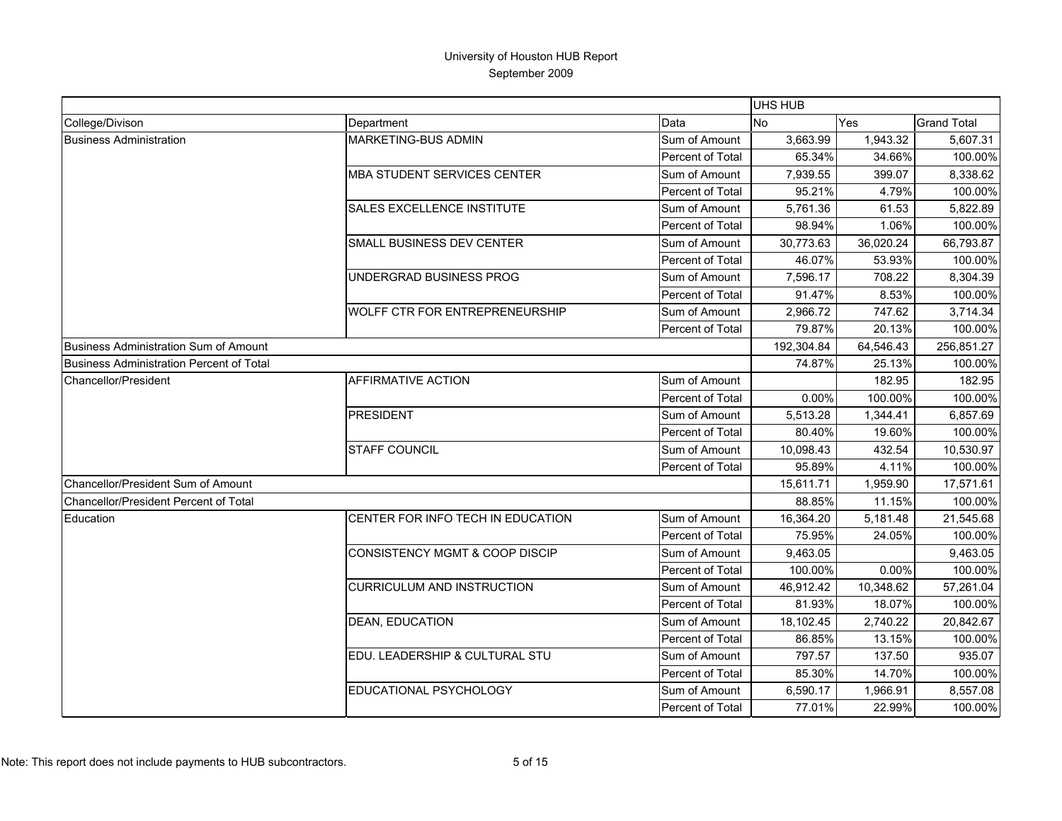# University of Houston HUB Report

September 2009

| | | | UHS HUB | | |
|---|---|---|---|---|---|
| College/Divison | Department | Data | No | Yes | Grand Total |
| Business Administration | MARKETING-BUS ADMIN | Sum of Amount | 3,663.99 | 1,943.32 | 5,607.31 |
| | | Percent of Total | 65.34% | 34.66% | 100.00% |
| | MBA STUDENT SERVICES CENTER | Sum of Amount | 7,939.55 | 399.07 | 8,338.62 |
| | | Percent of Total | 95.21% | 4.79% | 100.00% |
| | SALES EXCELLENCE INSTITUTE | Sum of Amount | 5,761.36 | 61.53 | 5,822.89 |
| | | Percent of Total | 98.94% | 1.06% | 100.00% |
| | SMALL BUSINESS DEV CENTER | Sum of Amount | 30,773.63 | 36,020.24 | 66,793.87 |
| | | Percent of Total | 46.07% | 53.93% | 100.00% |
| | UNDERGRAD BUSINESS PROG | Sum of Amount | 7,596.17 | 708.22 | 8,304.39 |
| | | Percent of Total | 91.47% | 8.53% | 100.00% |
| | WOLFF CTR FOR ENTREPRENEURSHIP | Sum of Amount | 2,966.72 | 747.62 | 3,714.34 |
| | | Percent of Total | 79.87% | 20.13% | 100.00% |
| Business Administration Sum of Amount | | | 192,304.84 | 64,546.43 | 256,851.27 |
| Business Administration Percent of Total | | | 74.87% | 25.13% | 100.00% |
| Chancellor/President | AFFIRMATIVE ACTION | Sum of Amount | | 182.95 | 182.95 |
| | | Percent of Total | 0.00% | 100.00% | 100.00% |
| | PRESIDENT | Sum of Amount | 5,513.28 | 1,344.41 | 6,857.69 |
| | | Percent of Total | 80.40% | 19.60% | 100.00% |
| | STAFF COUNCIL | Sum of Amount | 10,098.43 | 432.54 | 10,530.97 |
| | | Percent of Total | 95.89% | 4.11% | 100.00% |
| Chancellor/President Sum of Amount | | | 15,611.71 | 1,959.90 | 17,571.61 |
| Chancellor/President Percent of Total | | | 88.85% | 11.15% | 100.00% |
| Education | CENTER FOR INFO TECH IN EDUCATION | Sum of Amount | 16,364.20 | 5,181.48 | 21,545.68 |
| | | Percent of Total | 75.95% | 24.05% | 100.00% |
| | CONSISTENCY MGMT & COOP DISCIP | Sum of Amount | 9,463.05 | | 9,463.05 |
| | | Percent of Total | 100.00% | 0.00% | 100.00% |
| | CURRICULUM AND INSTRUCTION | Sum of Amount | 46,912.42 | 10,348.62 | 57,261.04 |
| | | Percent of Total | 81.93% | 18.07% | 100.00% |
| | DEAN, EDUCATION | Sum of Amount | 18,102.45 | 2,740.22 | 20,842.67 |
| | | Percent of Total | 86.85% | 13.15% | 100.00% |
| | EDU. LEADERSHIP & CULTURAL STU | Sum of Amount | 797.57 | 137.50 | 935.07 |
| | | Percent of Total | 85.30% | 14.70% | 100.00% |
| | EDUCATIONAL PSYCHOLOGY | Sum of Amount | 6,590.17 | 1,966.91 | 8,557.08 |
| | | Percent of Total | 77.01% | 22.99% | 100.00% |

Note: This report does not include payments to HUB subcontractors.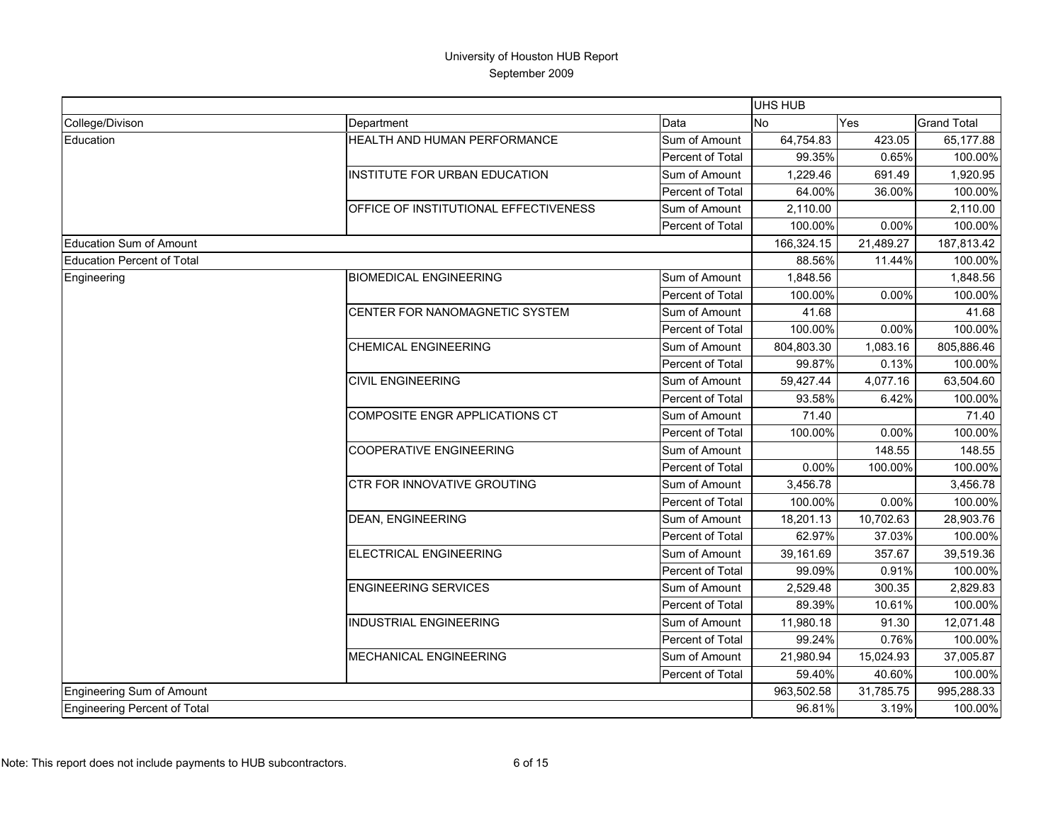# University of Houston HUB Report

September 2009

| | | | UHS HUB | | |
|---|---|---|---|---|---|
| College/Divison | Department | Data | No | Yes | Grand Total |
| Education | HEALTH AND HUMAN PERFORMANCE | Sum of Amount | 64,754.83 | 423.05 | 65,177.88 |
| | | Percent of Total | 99.35% | 0.65% | 100.00% |
| | INSTITUTE FOR URBAN EDUCATION | Sum of Amount | 1,229.46 | 691.49 | 1,920.95 |
| | | Percent of Total | 64.00% | 36.00% | 100.00% |
| | OFFICE OF INSTITUTIONAL EFFECTIVENESS | Sum of Amount | 2,110.00 | | 2,110.00 |
| | | Percent of Total | 100.00% | 0.00% | 100.00% |
| Education Sum of Amount | | | 166,324.15 | 21,489.27 | 187,813.42 |
| Education Percent of Total | | | 88.56% | 11.44% | 100.00% |
| Engineering | BIOMEDICAL ENGINEERING | Sum of Amount | 1,848.56 | | 1,848.56 |
| | | Percent of Total | 100.00% | 0.00% | 100.00% |
| | CENTER FOR NANOMAGNETIC SYSTEM | Sum of Amount | 41.68 | | 41.68 |
| | | Percent of Total | 100.00% | 0.00% | 100.00% |
| | CHEMICAL ENGINEERING | Sum of Amount | 804,803.30 | 1,083.16 | 805,886.46 |
| | | Percent of Total | 99.87% | 0.13% | 100.00% |
| | CIVIL ENGINEERING | Sum of Amount | 59,427.44 | 4,077.16 | 63,504.60 |
| | | Percent of Total | 93.58% | 6.42% | 100.00% |
| | COMPOSITE ENGR APPLICATIONS CT | Sum of Amount | 71.40 | | 71.40 |
| | | Percent of Total | 100.00% | 0.00% | 100.00% |
| | COOPERATIVE ENGINEERING | Sum of Amount | | 148.55 | 148.55 |
| | | Percent of Total | 0.00% | 100.00% | 100.00% |
| | CTR FOR INNOVATIVE GROUTING | Sum of Amount | 3,456.78 | | 3,456.78 |
| | | Percent of Total | 100.00% | 0.00% | 100.00% |
| | DEAN, ENGINEERING | Sum of Amount | 18,201.13 | 10,702.63 | 28,903.76 |
| | | Percent of Total | 62.97% | 37.03% | 100.00% |
| | ELECTRICAL ENGINEERING | Sum of Amount | 39,161.69 | 357.67 | 39,519.36 |
| | | Percent of Total | 99.09% | 0.91% | 100.00% |
| | ENGINEERING SERVICES | Sum of Amount | 2,529.48 | 300.35 | 2,829.83 |
| | | Percent of Total | 89.39% | 10.61% | 100.00% |
| | INDUSTRIAL ENGINEERING | Sum of Amount | 11,980.18 | 91.30 | 12,071.48 |
| | | Percent of Total | 99.24% | 0.76% | 100.00% |
| | MECHANICAL ENGINEERING | Sum of Amount | 21,980.94 | 15,024.93 | 37,005.87 |
| | | Percent of Total | 59.40% | 40.60% | 100.00% |
| Engineering Sum of Amount | | | 963,502.58 | 31,785.75 | 995,288.33 |
| Engineering Percent of Total | | | 96.81% | 3.19% | 100.00% |

Note: This report does not include payments to HUB subcontractors.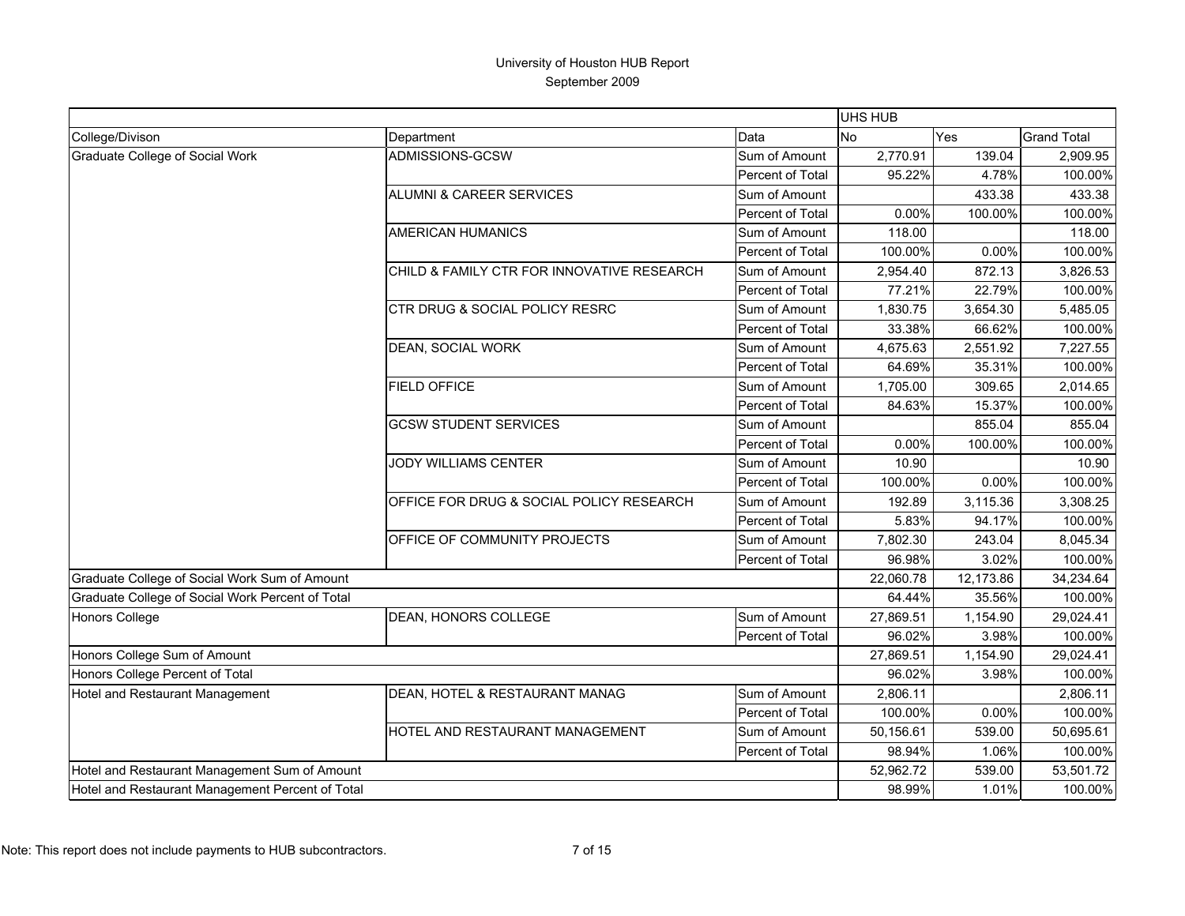# University of Houston HUB Report

September 2009

| | | | UHS HUB | | |
|---|---|---|---|---|---|
| College/Divison | Department | Data | No | Yes | Grand Total |
| Graduate College of Social Work | ADMISSIONS-GCSW | Sum of Amount | 2,770.91 | 139.04 | 2,909.95 |
| | | Percent of Total | 95.22% | 4.78% | 100.00% |
| | ALUMNI & CAREER SERVICES | Sum of Amount | | 433.38 | 433.38 |
| | | Percent of Total | 0.00% | 100.00% | 100.00% |
| | AMERICAN HUMANICS | Sum of Amount | 118.00 | | 118.00 |
| | | Percent of Total | 100.00% | 0.00% | 100.00% |
| | CHILD & FAMILY CTR FOR INNOVATIVE RESEARCH | Sum of Amount | 2,954.40 | 872.13 | 3,826.53 |
| | | Percent of Total | 77.21% | 22.79% | 100.00% |
| | CTR DRUG & SOCIAL POLICY RESRC | Sum of Amount | 1,830.75 | 3,654.30 | 5,485.05 |
| | | Percent of Total | 33.38% | 66.62% | 100.00% |
| | DEAN, SOCIAL WORK | Sum of Amount | 4,675.63 | 2,551.92 | 7,227.55 |
| | | Percent of Total | 64.69% | 35.31% | 100.00% |
| | FIELD OFFICE | Sum of Amount | 1,705.00 | 309.65 | 2,014.65 |
| | | Percent of Total | 84.63% | 15.37% | 100.00% |
| | GCSW STUDENT SERVICES | Sum of Amount | | 855.04 | 855.04 |
| | | Percent of Total | 0.00% | 100.00% | 100.00% |
| | JODY WILLIAMS CENTER | Sum of Amount | 10.90 | | 10.90 |
| | | Percent of Total | 100.00% | 0.00% | 100.00% |
| | OFFICE FOR DRUG & SOCIAL POLICY RESEARCH | Sum of Amount | 192.89 | 3,115.36 | 3,308.25 |
| | | Percent of Total | 5.83% | 94.17% | 100.00% |
| | OFFICE OF COMMUNITY PROJECTS | Sum of Amount | 7,802.30 | 243.04 | 8,045.34 |
| | | Percent of Total | 96.98% | 3.02% | 100.00% |
| Graduate College of Social Work Sum of Amount | | | 22,060.78 | 12,173.86 | 34,234.64 |
| Graduate College of Social Work Percent of Total | | | 64.44% | 35.56% | 100.00% |
| Honors College | DEAN, HONORS COLLEGE | Sum of Amount | 27,869.51 | 1,154.90 | 29,024.41 |
| | | Percent of Total | 96.02% | 3.98% | 100.00% |
| Honors College Sum of Amount | | | 27,869.51 | 1,154.90 | 29,024.41 |
| Honors College Percent of Total | | | 96.02% | 3.98% | 100.00% |
| Hotel and Restaurant Management | DEAN, HOTEL & RESTAURANT MANAG | Sum of Amount | 2,806.11 | | 2,806.11 |
| | | Percent of Total | 100.00% | 0.00% | 100.00% |
| | HOTEL AND RESTAURANT MANAGEMENT | Sum of Amount | 50,156.61 | 539.00 | 50,695.61 |
| | | Percent of Total | 98.94% | 1.06% | 100.00% |
| Hotel and Restaurant Management Sum of Amount | | | 52,962.72 | 539.00 | 53,501.72 |
| Hotel and Restaurant Management Percent of Total | | | 98.99% | 1.01% | 100.00% |

Note: This report does not include payments to HUB subcontractors.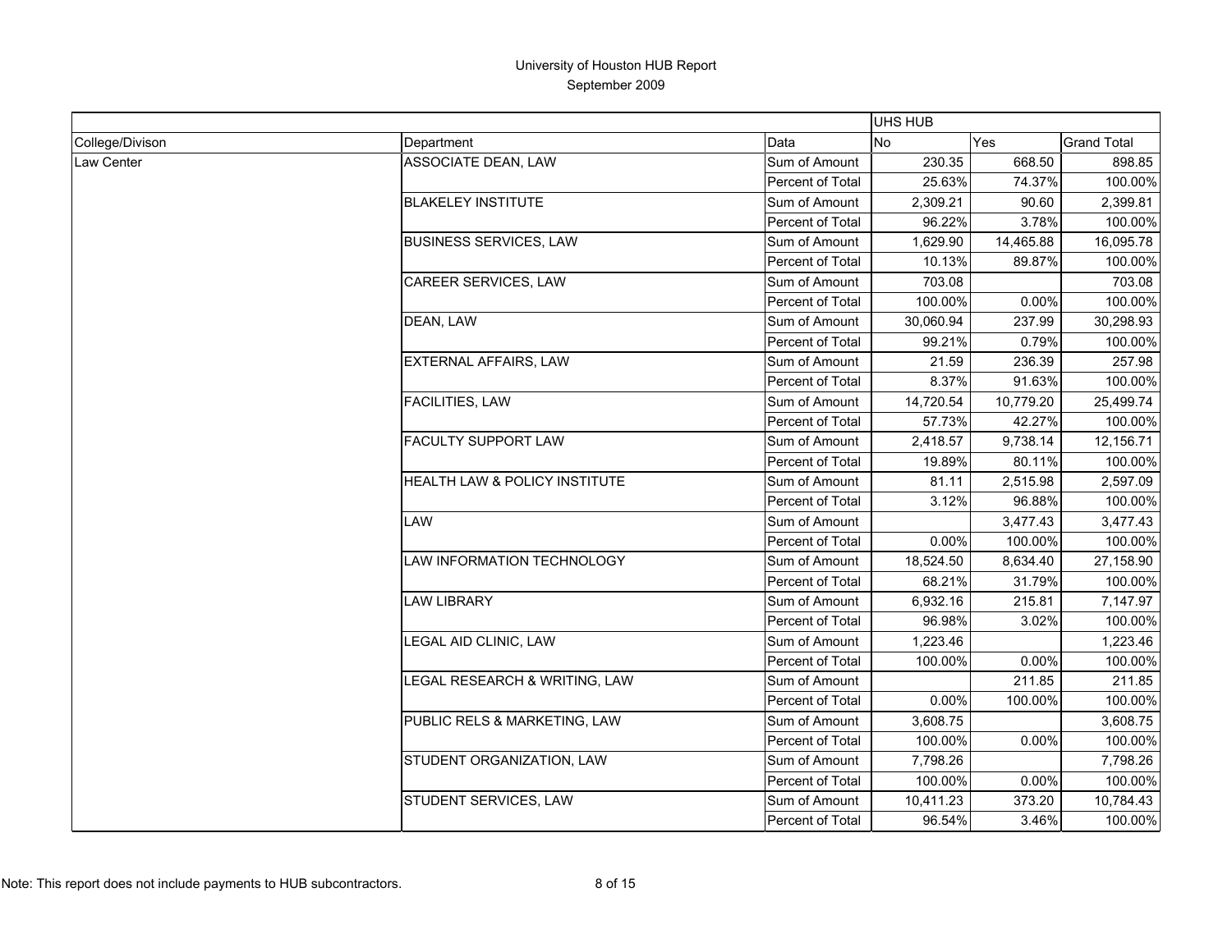# University of Houston HUB Report

September 2009

| | | | UHS HUB | | |
|---|---|---|---|---|---|
| College/Divison | Department | Data | No | Yes | Grand Total |
| Law Center | ASSOCIATE DEAN, LAW | Sum of Amount | 230.35 | 668.50 | 898.85 |
| | | Percent of Total | 25.63% | 74.37% | 100.00% |
| | BLAKELEY INSTITUTE | Sum of Amount | 2,309.21 | 90.60 | 2,399.81 |
| | | Percent of Total | 96.22% | 3.78% | 100.00% |
| | BUSINESS SERVICES, LAW | Sum of Amount | 1,629.90 | 14,465.88 | 16,095.78 |
| | | Percent of Total | 10.13% | 89.87% | 100.00% |
| | CAREER SERVICES, LAW | Sum of Amount | 703.08 | | 703.08 |
| | | Percent of Total | 100.00% | 0.00% | 100.00% |
| | DEAN, LAW | Sum of Amount | 30,060.94 | 237.99 | 30,298.93 |
| | | Percent of Total | 99.21% | 0.79% | 100.00% |
| | EXTERNAL AFFAIRS, LAW | Sum of Amount | 21.59 | 236.39 | 257.98 |
| | | Percent of Total | 8.37% | 91.63% | 100.00% |
| | FACILITIES, LAW | Sum of Amount | 14,720.54 | 10,779.20 | 25,499.74 |
| | | Percent of Total | 57.73% | 42.27% | 100.00% |
| | FACULTY SUPPORT LAW | Sum of Amount | 2,418.57 | 9,738.14 | 12,156.71 |
| | | Percent of Total | 19.89% | 80.11% | 100.00% |
| | HEALTH LAW & POLICY INSTITUTE | Sum of Amount | 81.11 | 2,515.98 | 2,597.09 |
| | | Percent of Total | 3.12% | 96.88% | 100.00% |
| | LAW | Sum of Amount | | 3,477.43 | 3,477.43 |
| | | Percent of Total | 0.00% | 100.00% | 100.00% |
| | LAW INFORMATION TECHNOLOGY | Sum of Amount | 18,524.50 | 8,634.40 | 27,158.90 |
| | | Percent of Total | 68.21% | 31.79% | 100.00% |
| | LAW LIBRARY | Sum of Amount | 6,932.16 | 215.81 | 7,147.97 |
| | | Percent of Total | 96.98% | 3.02% | 100.00% |
| | LEGAL AID CLINIC, LAW | Sum of Amount | 1,223.46 | | 1,223.46 |
| | | Percent of Total | 100.00% | 0.00% | 100.00% |
| | LEGAL RESEARCH & WRITING, LAW | Sum of Amount | | 211.85 | 211.85 |
| | | Percent of Total | 0.00% | 100.00% | 100.00% |
| | PUBLIC RELS & MARKETING, LAW | Sum of Amount | 3,608.75 | | 3,608.75 |
| | | Percent of Total | 100.00% | 0.00% | 100.00% |
| | STUDENT ORGANIZATION, LAW | Sum of Amount | 7,798.26 | | 7,798.26 |
| | | Percent of Total | 100.00% | 0.00% | 100.00% |
| | STUDENT SERVICES, LAW | Sum of Amount | 10,411.23 | 373.20 | 10,784.43 |
| | | Percent of Total | 96.54% | 3.46% | 100.00% |

Note: This report does not include payments to HUB subcontractors.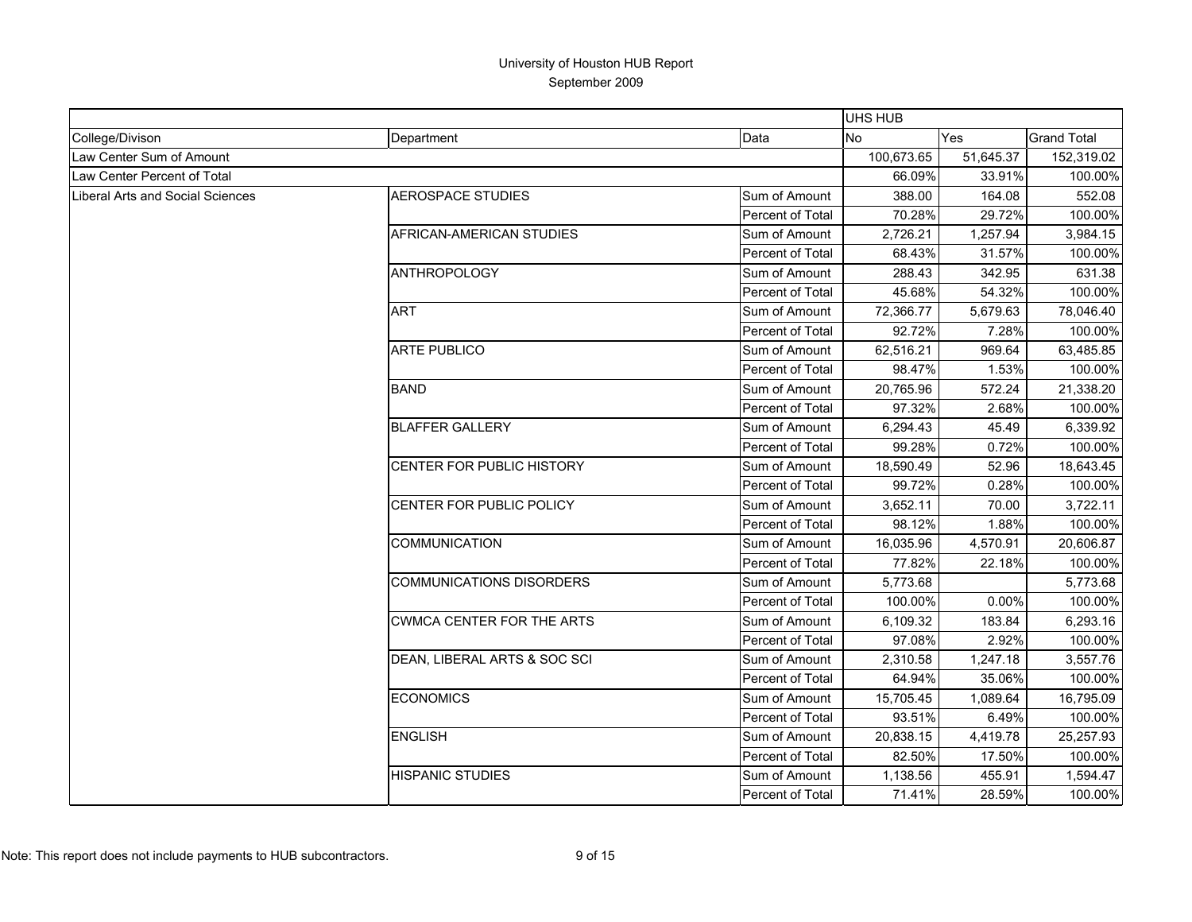# University of Houston HUB Report

September 2009

| | | | UHS HUB | | |
|---|---|---|---|---|---|
| College/Divison | Department | Data | No | Yes | Grand Total |
| Law Center Sum of Amount | | | 100,673.65 | 51,645.37 | 152,319.02 |
| Law Center Percent of Total | | | 66.09% | 33.91% | 100.00% |
| Liberal Arts and Social Sciences | AEROSPACE STUDIES | Sum of Amount | 388.00 | 164.08 | 552.08 |
| | | Percent of Total | 70.28% | 29.72% | 100.00% |
| | AFRICAN-AMERICAN STUDIES | Sum of Amount | 2,726.21 | 1,257.94 | 3,984.15 |
| | | Percent of Total | 68.43% | 31.57% | 100.00% |
| | ANTHROPOLOGY | Sum of Amount | 288.43 | 342.95 | 631.38 |
| | | Percent of Total | 45.68% | 54.32% | 100.00% |
| | ART | Sum of Amount | 72,366.77 | 5,679.63 | 78,046.40 |
| | | Percent of Total | 92.72% | 7.28% | 100.00% |
| | ARTE PUBLICO | Sum of Amount | 62,516.21 | 969.64 | 63,485.85 |
| | | Percent of Total | 98.47% | 1.53% | 100.00% |
| | BAND | Sum of Amount | 20,765.96 | 572.24 | 21,338.20 |
| | | Percent of Total | 97.32% | 2.68% | 100.00% |
| | BLAFFER GALLERY | Sum of Amount | 6,294.43 | 45.49 | 6,339.92 |
| | | Percent of Total | 99.28% | 0.72% | 100.00% |
| | CENTER FOR PUBLIC HISTORY | Sum of Amount | 18,590.49 | 52.96 | 18,643.45 |
| | | Percent of Total | 99.72% | 0.28% | 100.00% |
| | CENTER FOR PUBLIC POLICY | Sum of Amount | 3,652.11 | 70.00 | 3,722.11 |
| | | Percent of Total | 98.12% | 1.88% | 100.00% |
| | COMMUNICATION | Sum of Amount | 16,035.96 | 4,570.91 | 20,606.87 |
| | | Percent of Total | 77.82% | 22.18% | 100.00% |
| | COMMUNICATIONS DISORDERS | Sum of Amount | 5,773.68 | | 5,773.68 |
| | | Percent of Total | 100.00% | 0.00% | 100.00% |
| | CWMCA CENTER FOR THE ARTS | Sum of Amount | 6,109.32 | 183.84 | 6,293.16 |
| | | Percent of Total | 97.08% | 2.92% | 100.00% |
| | DEAN, LIBERAL ARTS & SOC SCI | Sum of Amount | 2,310.58 | 1,247.18 | 3,557.76 |
| | | Percent of Total | 64.94% | 35.06% | 100.00% |
| | ECONOMICS | Sum of Amount | 15,705.45 | 1,089.64 | 16,795.09 |
| | | Percent of Total | 93.51% | 6.49% | 100.00% |
| | ENGLISH | Sum of Amount | 20,838.15 | 4,419.78 | 25,257.93 |
| | | Percent of Total | 82.50% | 17.50% | 100.00% |
| | HISPANIC STUDIES | Sum of Amount | 1,138.56 | 455.91 | 1,594.47 |
| | | Percent of Total | 71.41% | 28.59% | 100.00% |

Note: This report does not include payments to HUB subcontractors.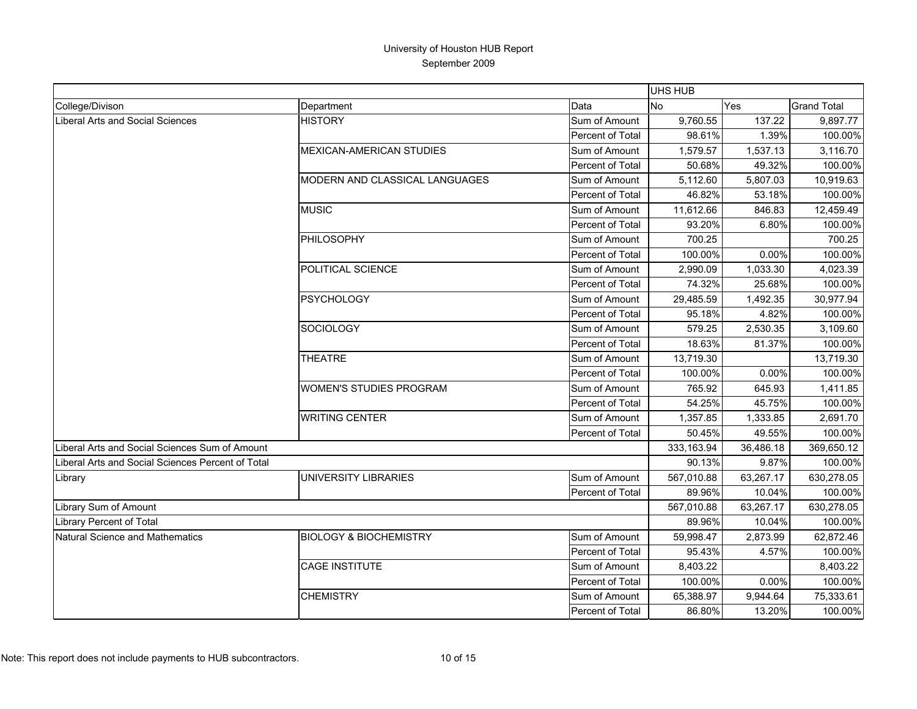# University of Houston HUB Report

September 2009

| | | | UHS HUB | | |
|---|---|---|---|---|---|
| College/Divison | Department | Data | No | Yes | Grand Total |
| Liberal Arts and Social Sciences | HISTORY | Sum of Amount | 9,760.55 | 137.22 | 9,897.77 |
| | | Percent of Total | 98.61% | 1.39% | 100.00% |
| | MEXICAN-AMERICAN STUDIES | Sum of Amount | 1,579.57 | 1,537.13 | 3,116.70 |
| | | Percent of Total | 50.68% | 49.32% | 100.00% |
| | MODERN AND CLASSICAL LANGUAGES | Sum of Amount | 5,112.60 | 5,807.03 | 10,919.63 |
| | | Percent of Total | 46.82% | 53.18% | 100.00% |
| | MUSIC | Sum of Amount | 11,612.66 | 846.83 | 12,459.49 |
| | | Percent of Total | 93.20% | 6.80% | 100.00% |
| | PHILOSOPHY | Sum of Amount | 700.25 | | 700.25 |
| | | Percent of Total | 100.00% | 0.00% | 100.00% |
| | POLITICAL SCIENCE | Sum of Amount | 2,990.09 | 1,033.30 | 4,023.39 |
| | | Percent of Total | 74.32% | 25.68% | 100.00% |
| | PSYCHOLOGY | Sum of Amount | 29,485.59 | 1,492.35 | 30,977.94 |
| | | Percent of Total | 95.18% | 4.82% | 100.00% |
| | SOCIOLOGY | Sum of Amount | 579.25 | 2,530.35 | 3,109.60 |
| | | Percent of Total | 18.63% | 81.37% | 100.00% |
| | THEATRE | Sum of Amount | 13,719.30 | | 13,719.30 |
| | | Percent of Total | 100.00% | 0.00% | 100.00% |
| | WOMEN'S STUDIES PROGRAM | Sum of Amount | 765.92 | 645.93 | 1,411.85 |
| | | Percent of Total | 54.25% | 45.75% | 100.00% |
| | WRITING CENTER | Sum of Amount | 1,357.85 | 1,333.85 | 2,691.70 |
| | | Percent of Total | 50.45% | 49.55% | 100.00% |
| Liberal Arts and Social Sciences Sum of Amount | | | 333,163.94 | 36,486.18 | 369,650.12 |
| Liberal Arts and Social Sciences Percent of Total | | | 90.13% | 9.87% | 100.00% |
| Library | UNIVERSITY LIBRARIES | Sum of Amount | 567,010.88 | 63,267.17 | 630,278.05 |
| | | Percent of Total | 89.96% | 10.04% | 100.00% |
| Library Sum of Amount | | | 567,010.88 | 63,267.17 | 630,278.05 |
| Library Percent of Total | | | 89.96% | 10.04% | 100.00% |
| Natural Science and Mathematics | BIOLOGY & BIOCHEMISTRY | Sum of Amount | 59,998.47 | 2,873.99 | 62,872.46 |
| | | Percent of Total | 95.43% | 4.57% | 100.00% |
| | CAGE INSTITUTE | Sum of Amount | 8,403.22 | | 8,403.22 |
| | | Percent of Total | 100.00% | 0.00% | 100.00% |
| | CHEMISTRY | Sum of Amount | 65,388.97 | 9,944.64 | 75,333.61 |
| | | Percent of Total | 86.80% | 13.20% | 100.00% |

Note: This report does not include payments to HUB subcontractors.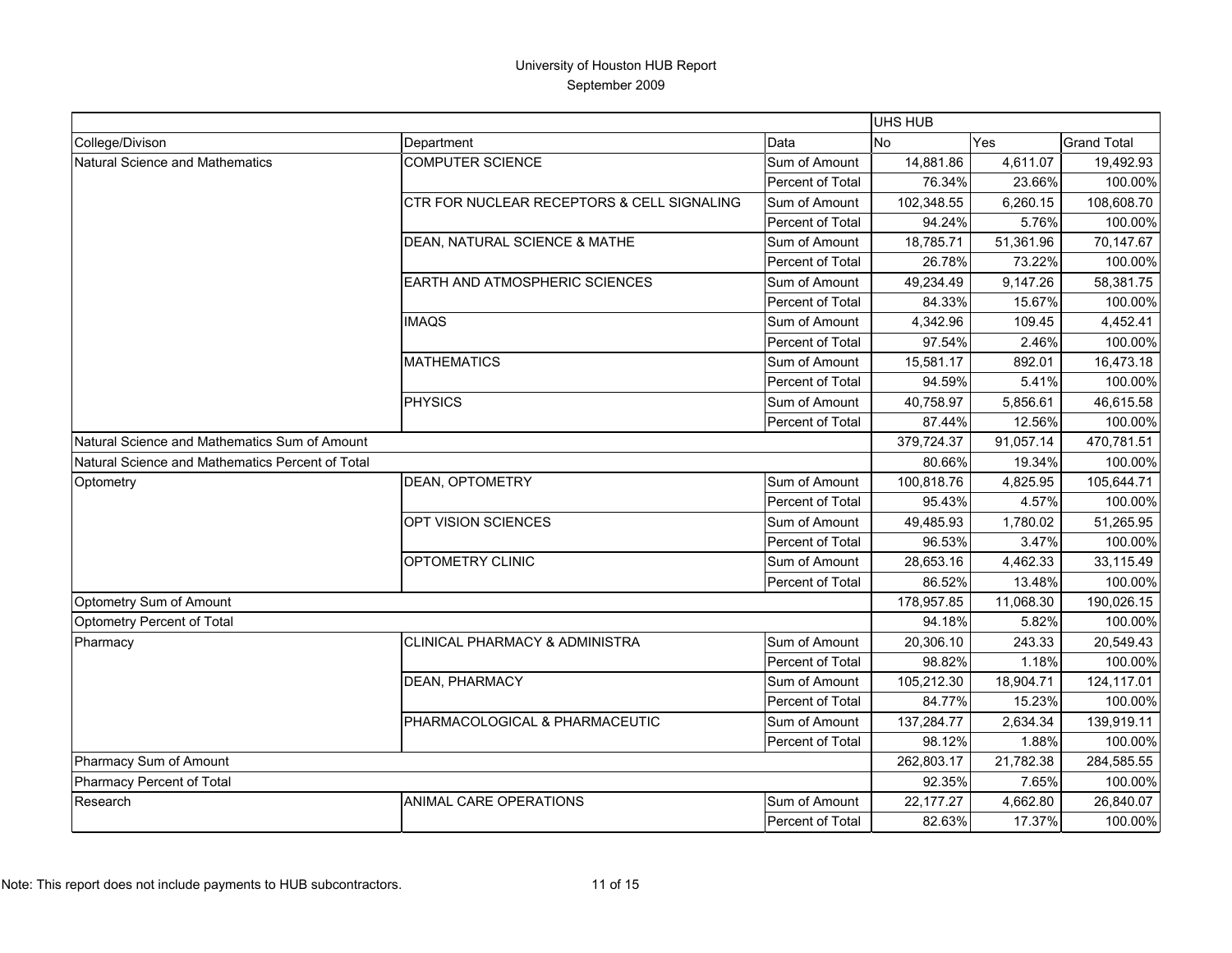University of Houston HUB Report
September 2009

| | | | UHS HUB | | |
|---|---|---|---|---|---|
| College/Divison | Department | Data | No | Yes | Grand Total |
| Natural Science and Mathematics | COMPUTER SCIENCE | Sum of Amount | 14,881.86 | 4,611.07 | 19,492.93 |
| | | Percent of Total | 76.34% | 23.66% | 100.00% |
| | CTR FOR NUCLEAR RECEPTORS & CELL SIGNALING | Sum of Amount | 102,348.55 | 6,260.15 | 108,608.70 |
| | | Percent of Total | 94.24% | 5.76% | 100.00% |
| | DEAN, NATURAL SCIENCE & MATHE | Sum of Amount | 18,785.71 | 51,361.96 | 70,147.67 |
| | | Percent of Total | 26.78% | 73.22% | 100.00% |
| | EARTH AND ATMOSPHERIC SCIENCES | Sum of Amount | 49,234.49 | 9,147.26 | 58,381.75 |
| | | Percent of Total | 84.33% | 15.67% | 100.00% |
| | IMAQS | Sum of Amount | 4,342.96 | 109.45 | 4,452.41 |
| | | Percent of Total | 97.54% | 2.46% | 100.00% |
| | MATHEMATICS | Sum of Amount | 15,581.17 | 892.01 | 16,473.18 |
| | | Percent of Total | 94.59% | 5.41% | 100.00% |
| | PHYSICS | Sum of Amount | 40,758.97 | 5,856.61 | 46,615.58 |
| | | Percent of Total | 87.44% | 12.56% | 100.00% |
| Natural Science and Mathematics Sum of Amount | | | 379,724.37 | 91,057.14 | 470,781.51 |
| Natural Science and Mathematics Percent of Total | | | 80.66% | 19.34% | 100.00% |
| Optometry | DEAN, OPTOMETRY | Sum of Amount | 100,818.76 | 4,825.95 | 105,644.71 |
| | | Percent of Total | 95.43% | 4.57% | 100.00% |
| | OPT VISION SCIENCES | Sum of Amount | 49,485.93 | 1,780.02 | 51,265.95 |
| | | Percent of Total | 96.53% | 3.47% | 100.00% |
| | OPTOMETRY CLINIC | Sum of Amount | 28,653.16 | 4,462.33 | 33,115.49 |
| | | Percent of Total | 86.52% | 13.48% | 100.00% |
| Optometry Sum of Amount | | | 178,957.85 | 11,068.30 | 190,026.15 |
| Optometry Percent of Total | | | 94.18% | 5.82% | 100.00% |
| Pharmacy | CLINICAL PHARMACY & ADMINISTRA | Sum of Amount | 20,306.10 | 243.33 | 20,549.43 |
| | | Percent of Total | 98.82% | 1.18% | 100.00% |
| | DEAN, PHARMACY | Sum of Amount | 105,212.30 | 18,904.71 | 124,117.01 |
| | | Percent of Total | 84.77% | 15.23% | 100.00% |
| | PHARMACOLOGICAL & PHARMACEUTIC | Sum of Amount | 137,284.77 | 2,634.34 | 139,919.11 |
| | | Percent of Total | 98.12% | 1.88% | 100.00% |
| Pharmacy Sum of Amount | | | 262,803.17 | 21,782.38 | 284,585.55 |
| Pharmacy Percent of Total | | | 92.35% | 7.65% | 100.00% |
| Research | ANIMAL CARE OPERATIONS | Sum of Amount | 22,177.27 | 4,662.80 | 26,840.07 |
| | | Percent of Total | 82.63% | 17.37% | 100.00% |

Note: This report does not include payments to HUB subcontractors.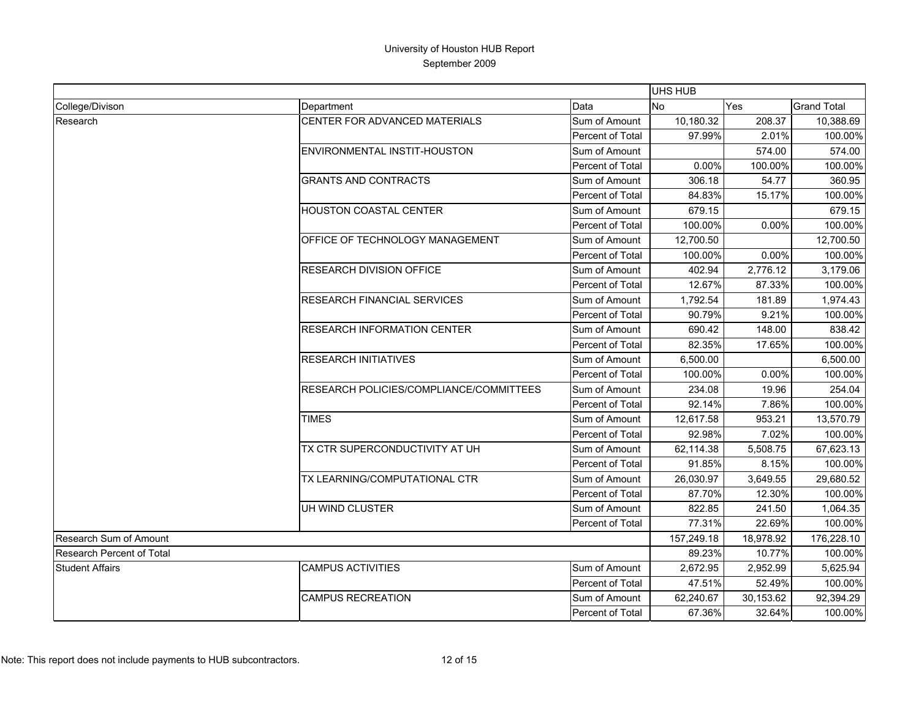# University of Houston HUB Report

September 2009

| | | | UHS HUB | | |
|---|---|---|---|---|---|
| College/Divison | Department | Data | No | Yes | Grand Total |
| Research | CENTER FOR ADVANCED MATERIALS | Sum of Amount | 10,180.32 | 208.37 | 10,388.69 |
| | | Percent of Total | 97.99% | 2.01% | 100.00% |
| | ENVIRONMENTAL INSTIT-HOUSTON | Sum of Amount | | 574.00 | 574.00 |
| | | Percent of Total | 0.00% | 100.00% | 100.00% |
| | GRANTS AND CONTRACTS | Sum of Amount | 306.18 | 54.77 | 360.95 |
| | | Percent of Total | 84.83% | 15.17% | 100.00% |
| | HOUSTON COASTAL CENTER | Sum of Amount | 679.15 | | 679.15 |
| | | Percent of Total | 100.00% | 0.00% | 100.00% |
| | OFFICE OF TECHNOLOGY MANAGEMENT | Sum of Amount | 12,700.50 | | 12,700.50 |
| | | Percent of Total | 100.00% | 0.00% | 100.00% |
| | RESEARCH DIVISION OFFICE | Sum of Amount | 402.94 | 2,776.12 | 3,179.06 |
| | | Percent of Total | 12.67% | 87.33% | 100.00% |
| | RESEARCH FINANCIAL SERVICES | Sum of Amount | 1,792.54 | 181.89 | 1,974.43 |
| | | Percent of Total | 90.79% | 9.21% | 100.00% |
| | RESEARCH INFORMATION CENTER | Sum of Amount | 690.42 | 148.00 | 838.42 |
| | | Percent of Total | 82.35% | 17.65% | 100.00% |
| | RESEARCH INITIATIVES | Sum of Amount | 6,500.00 | | 6,500.00 |
| | | Percent of Total | 100.00% | 0.00% | 100.00% |
| | RESEARCH POLICIES/COMPLIANCE/COMMITTEES | Sum of Amount | 234.08 | 19.96 | 254.04 |
| | | Percent of Total | 92.14% | 7.86% | 100.00% |
| | TIMES | Sum of Amount | 12,617.58 | 953.21 | 13,570.79 |
| | | Percent of Total | 92.98% | 7.02% | 100.00% |
| | TX CTR SUPERCONDUCTIVITY AT UH | Sum of Amount | 62,114.38 | 5,508.75 | 67,623.13 |
| | | Percent of Total | 91.85% | 8.15% | 100.00% |
| | TX LEARNING/COMPUTATIONAL CTR | Sum of Amount | 26,030.97 | 3,649.55 | 29,680.52 |
| | | Percent of Total | 87.70% | 12.30% | 100.00% |
| | UH WIND CLUSTER | Sum of Amount | 822.85 | 241.50 | 1,064.35 |
| | | Percent of Total | 77.31% | 22.69% | 100.00% |
| Research Sum of Amount | | | 157,249.18 | 18,978.92 | 176,228.10 |
| Research Percent of Total | | | 89.23% | 10.77% | 100.00% |
| Student Affairs | CAMPUS ACTIVITIES | Sum of Amount | 2,672.95 | 2,952.99 | 5,625.94 |
| | | Percent of Total | 47.51% | 52.49% | 100.00% |
| | CAMPUS RECREATION | Sum of Amount | 62,240.67 | 30,153.62 | 92,394.29 |
| | | Percent of Total | 67.36% | 32.64% | 100.00% |

Note: This report does not include payments to HUB subcontractors.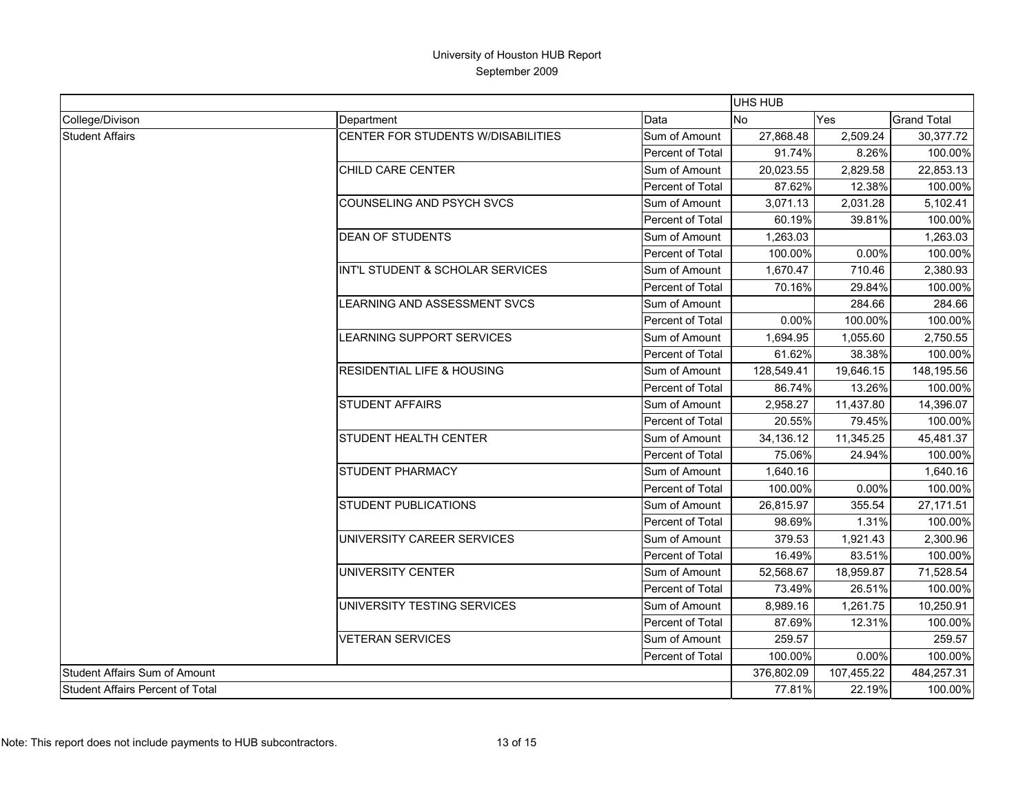# University of Houston HUB Report
## September 2009

| | | | UHS HUB | | |
|---|---|---|---|---|---|
| College/Divison | Department | Data | No | Yes | Grand Total |
| Student Affairs | CENTER FOR STUDENTS W/DISABILITIES | Sum of Amount | 27,868.48 | 2,509.24 | 30,377.72 |
| | | Percent of Total | 91.74% | 8.26% | 100.00% |
| | CHILD CARE CENTER | Sum of Amount | 20,023.55 | 2,829.58 | 22,853.13 |
| | | Percent of Total | 87.62% | 12.38% | 100.00% |
| | COUNSELING AND PSYCH SVCS | Sum of Amount | 3,071.13 | 2,031.28 | 5,102.41 |
| | | Percent of Total | 60.19% | 39.81% | 100.00% |
| | DEAN OF STUDENTS | Sum of Amount | 1,263.03 | | 1,263.03 |
| | | Percent of Total | 100.00% | 0.00% | 100.00% |
| | INT'L STUDENT & SCHOLAR SERVICES | Sum of Amount | 1,670.47 | 710.46 | 2,380.93 |
| | | Percent of Total | 70.16% | 29.84% | 100.00% |
| | LEARNING AND ASSESSMENT SVCS | Sum of Amount | | 284.66 | 284.66 |
| | | Percent of Total | 0.00% | 100.00% | 100.00% |
| | LEARNING SUPPORT SERVICES | Sum of Amount | 1,694.95 | 1,055.60 | 2,750.55 |
| | | Percent of Total | 61.62% | 38.38% | 100.00% |
| | RESIDENTIAL LIFE & HOUSING | Sum of Amount | 128,549.41 | 19,646.15 | 148,195.56 |
| | | Percent of Total | 86.74% | 13.26% | 100.00% |
| | STUDENT AFFAIRS | Sum of Amount | 2,958.27 | 11,437.80 | 14,396.07 |
| | | Percent of Total | 20.55% | 79.45% | 100.00% |
| | STUDENT HEALTH CENTER | Sum of Amount | 34,136.12 | 11,345.25 | 45,481.37 |
| | | Percent of Total | 75.06% | 24.94% | 100.00% |
| | STUDENT PHARMACY | Sum of Amount | 1,640.16 | | 1,640.16 |
| | | Percent of Total | 100.00% | 0.00% | 100.00% |
| | STUDENT PUBLICATIONS | Sum of Amount | 26,815.97 | 355.54 | 27,171.51 |
| | | Percent of Total | 98.69% | 1.31% | 100.00% |
| | UNIVERSITY CAREER SERVICES | Sum of Amount | 379.53 | 1,921.43 | 2,300.96 |
| | | Percent of Total | 16.49% | 83.51% | 100.00% |
| | UNIVERSITY CENTER | Sum of Amount | 52,568.67 | 18,959.87 | 71,528.54 |
| | | Percent of Total | 73.49% | 26.51% | 100.00% |
| | UNIVERSITY TESTING SERVICES | Sum of Amount | 8,989.16 | 1,261.75 | 10,250.91 |
| | | Percent of Total | 87.69% | 12.31% | 100.00% |
| | VETERAN SERVICES | Sum of Amount | 259.57 | | 259.57 |
| | | Percent of Total | 100.00% | 0.00% | 100.00% |
| Student Affairs Sum of Amount | | | 376,802.09 | 107,455.22 | 484,257.31 |
| Student Affairs Percent of Total | | | 77.81% | 22.19% | 100.00% |

Note: This report does not include payments to HUB subcontractors.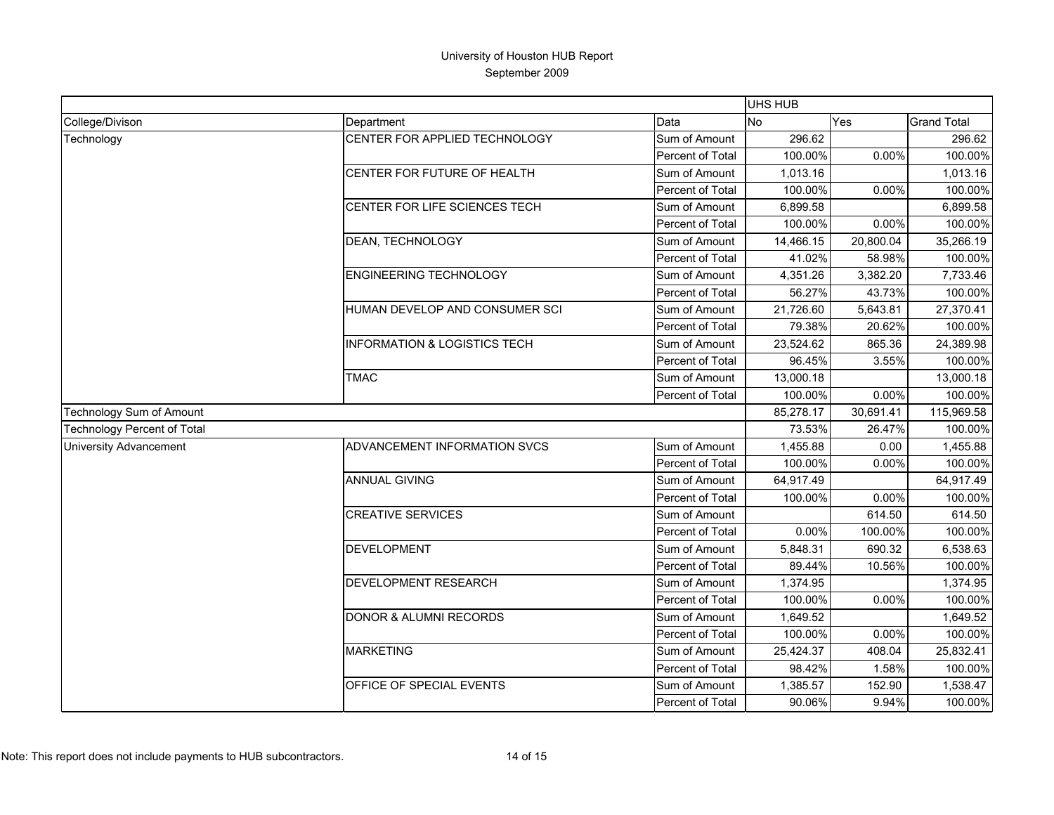# University of Houston HUB Report

September 2009

| | | | UHS HUB | | |
|---|---|---|---|---|---|
| College/Divison | Department | Data | No | Yes | Grand Total |
| Technology | CENTER FOR APPLIED TECHNOLOGY | Sum of Amount | 296.62 | | 296.62 |
| | | Percent of Total | 100.00% | 0.00% | 100.00% |
| | CENTER FOR FUTURE OF HEALTH | Sum of Amount | 1,013.16 | | 1,013.16 |
| | | Percent of Total | 100.00% | 0.00% | 100.00% |
| | CENTER FOR LIFE SCIENCES TECH | Sum of Amount | 6,899.58 | | 6,899.58 |
| | | Percent of Total | 100.00% | 0.00% | 100.00% |
| | DEAN, TECHNOLOGY | Sum of Amount | 14,466.15 | 20,800.04 | 35,266.19 |
| | | Percent of Total | 41.02% | 58.98% | 100.00% |
| | ENGINEERING TECHNOLOGY | Sum of Amount | 4,351.26 | 3,382.20 | 7,733.46 |
| | | Percent of Total | 56.27% | 43.73% | 100.00% |
| | HUMAN DEVELOP AND CONSUMER SCI | Sum of Amount | 21,726.60 | 5,643.81 | 27,370.41 |
| | | Percent of Total | 79.38% | 20.62% | 100.00% |
| | INFORMATION & LOGISTICS TECH | Sum of Amount | 23,524.62 | 865.36 | 24,389.98 |
| | | Percent of Total | 96.45% | 3.55% | 100.00% |
| | TMAC | Sum of Amount | 13,000.18 | | 13,000.18 |
| | | Percent of Total | 100.00% | 0.00% | 100.00% |
| Technology Sum of Amount | | | 85,278.17 | 30,691.41 | 115,969.58 |
| Technology Percent of Total | | | 73.53% | 26.47% | 100.00% |
| University Advancement | ADVANCEMENT INFORMATION SVCS | Sum of Amount | 1,455.88 | 0.00 | 1,455.88 |
| | | Percent of Total | 100.00% | 0.00% | 100.00% |
| | ANNUAL GIVING | Sum of Amount | 64,917.49 | | 64,917.49 |
| | | Percent of Total | 100.00% | 0.00% | 100.00% |
| | CREATIVE SERVICES | Sum of Amount | | 614.50 | 614.50 |
| | | Percent of Total | 0.00% | 100.00% | 100.00% |
| | DEVELOPMENT | Sum of Amount | 5,848.31 | 690.32 | 6,538.63 |
| | | Percent of Total | 89.44% | 10.56% | 100.00% |
| | DEVELOPMENT RESEARCH | Sum of Amount | 1,374.95 | | 1,374.95 |
| | | Percent of Total | 100.00% | 0.00% | 100.00% |
| | DONOR & ALUMNI RECORDS | Sum of Amount | 1,649.52 | | 1,649.52 |
| | | Percent of Total | 100.00% | 0.00% | 100.00% |
| | MARKETING | Sum of Amount | 25,424.37 | 408.04 | 25,832.41 |
| | | Percent of Total | 98.42% | 1.58% | 100.00% |
| | OFFICE OF SPECIAL EVENTS | Sum of Amount | 1,385.57 | 152.90 | 1,538.47 |
| | | Percent of Total | 90.06% | 9.94% | 100.00% |

Note: This report does not include payments to HUB subcontractors.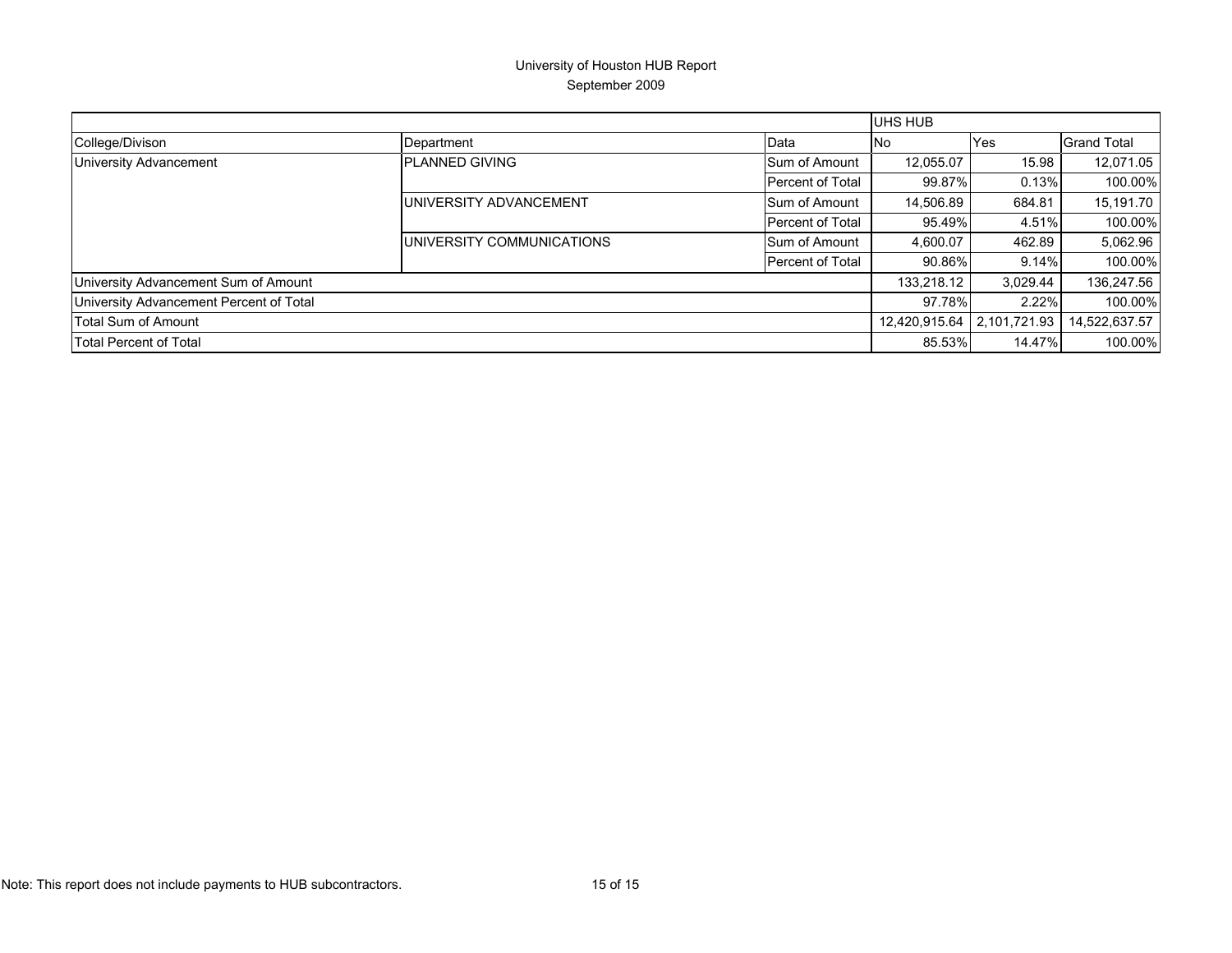University of Houston HUB Report

September 2009

| | | | UHS HUB | | |
|---|---|---|---|---|---|
| College/Divison | Department | Data | No | Yes | Grand Total |
| University Advancement | PLANNED GIVING | Sum of Amount | 12,055.07 | 15.98 | 12,071.05 |
| | | Percent of Total | 99.87% | 0.13% | 100.00% |
| | UNIVERSITY ADVANCEMENT | Sum of Amount | 14,506.89 | 684.81 | 15,191.70 |
| | | Percent of Total | 95.49% | 4.51% | 100.00% |
| | UNIVERSITY COMMUNICATIONS | Sum of Amount | 4,600.07 | 462.89 | 5,062.96 |
| | | Percent of Total | 90.86% | 9.14% | 100.00% |
| University Advancement Sum of Amount | | | 133,218.12 | 3,029.44 | 136,247.56 |
| University Advancement Percent of Total | | | 97.78% | 2.22% | 100.00% |
| Total Sum of Amount | | | 12,420,915.64 | 2,101,721.93 | 14,522,637.57 |
| Total Percent of Total | | | 85.53% | 14.47% | 100.00% |

Note: This report does not include payments to HUB subcontractors.